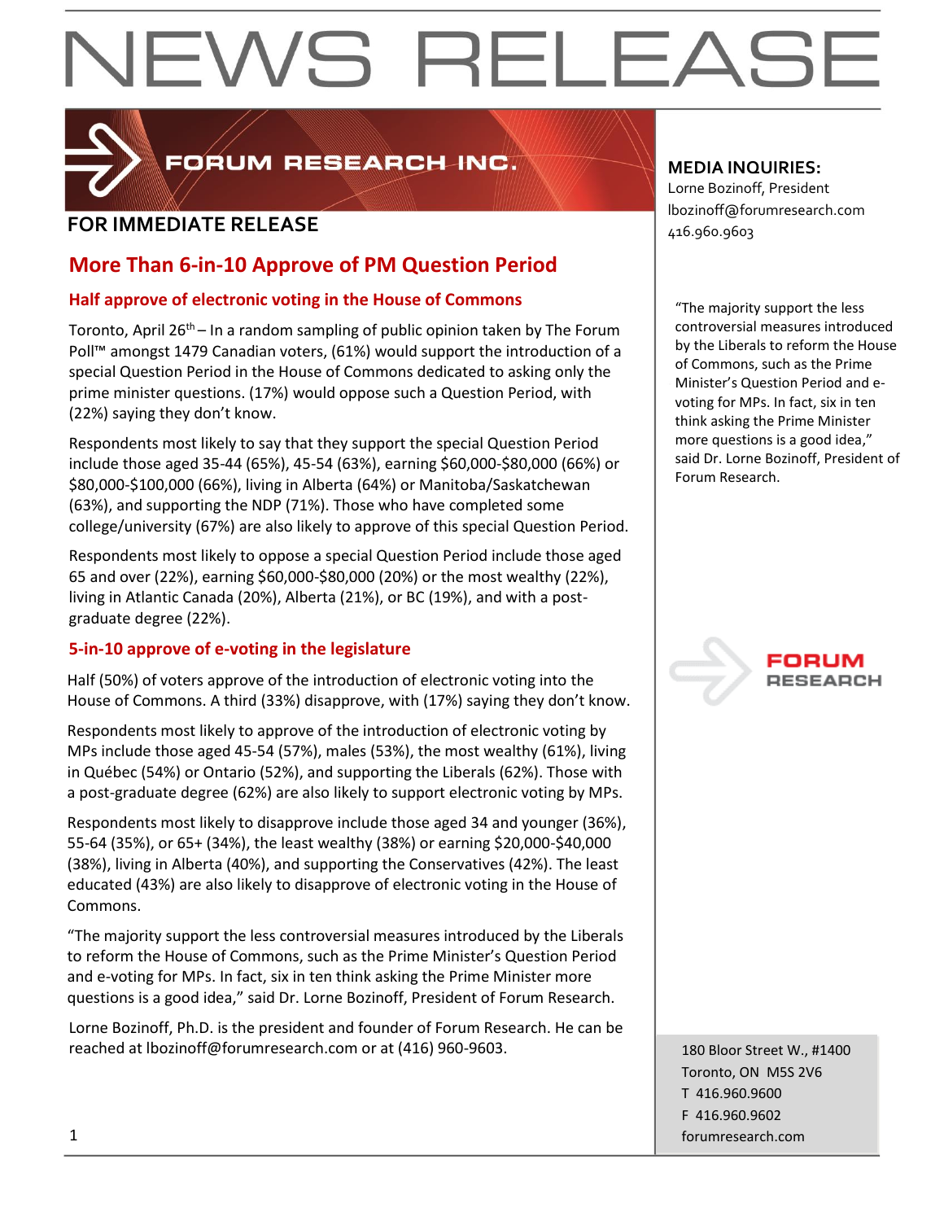# NEWS RELEASE

FORUM RESEARCH INC.

**FOR IMMEDIATE RELEASE**

**MEDIA INQUIRIES:**
Lorne Bozinoff, President
lbozinoff@forumresearch.com
416.960.9603

## More Than 6-in-10 Approve of PM Question Period

### Half approve of electronic voting in the House of Commons

Toronto, April 26th – In a random sampling of public opinion taken by The Forum Poll™ amongst 1479 Canadian voters, (61%) would support the introduction of a special Question Period in the House of Commons dedicated to asking only the prime minister questions. (17%) would oppose such a Question Period, with (22%) saying they don't know.

Respondents most likely to say that they support the special Question Period include those aged 35-44 (65%), 45-54 (63%), earning $60,000-$80,000 (66%) or $80,000-$100,000 (66%), living in Alberta (64%) or Manitoba/Saskatchewan (63%), and supporting the NDP (71%). Those who have completed some college/university (67%) are also likely to approve of this special Question Period.

Respondents most likely to oppose a special Question Period include those aged 65 and over (22%), earning $60,000-$80,000 (20%) or the most wealthy (22%), living in Atlantic Canada (20%), Alberta (21%), or BC (19%), and with a post-graduate degree (22%).

### 5-in-10 approve of e-voting in the legislature

Half (50%) of voters approve of the introduction of electronic voting into the House of Commons. A third (33%) disapprove, with (17%) saying they don't know.

Respondents most likely to approve of the introduction of electronic voting by MPs include those aged 45-54 (57%), males (53%), the most wealthy (61%), living in Québec (54%) or Ontario (52%), and supporting the Liberals (62%). Those with a post-graduate degree (62%) are also likely to support electronic voting by MPs.

Respondents most likely to disapprove include those aged 34 and younger (36%), 55-64 (35%), or 65+ (34%), the least wealthy (38%) or earning $20,000-$40,000 (38%), living in Alberta (40%), and supporting the Conservatives (42%). The least educated (43%) are also likely to disapprove of electronic voting in the House of Commons.

"The majority support the less controversial measures introduced by the Liberals to reform the House of Commons, such as the Prime Minister's Question Period and e-voting for MPs. In fact, six in ten think asking the Prime Minister more questions is a good idea," said Dr. Lorne Bozinoff, President of Forum Research.

Lorne Bozinoff, Ph.D. is the president and founder of Forum Research. He can be reached at lbozinoff@forumresearch.com or at (416) 960-9603.

FORUM RESEARCH

180 Bloor Street W., #1400
Toronto, ON M5S 2V6
T 416.960.9600
F 416.960.9602
forumresearch.com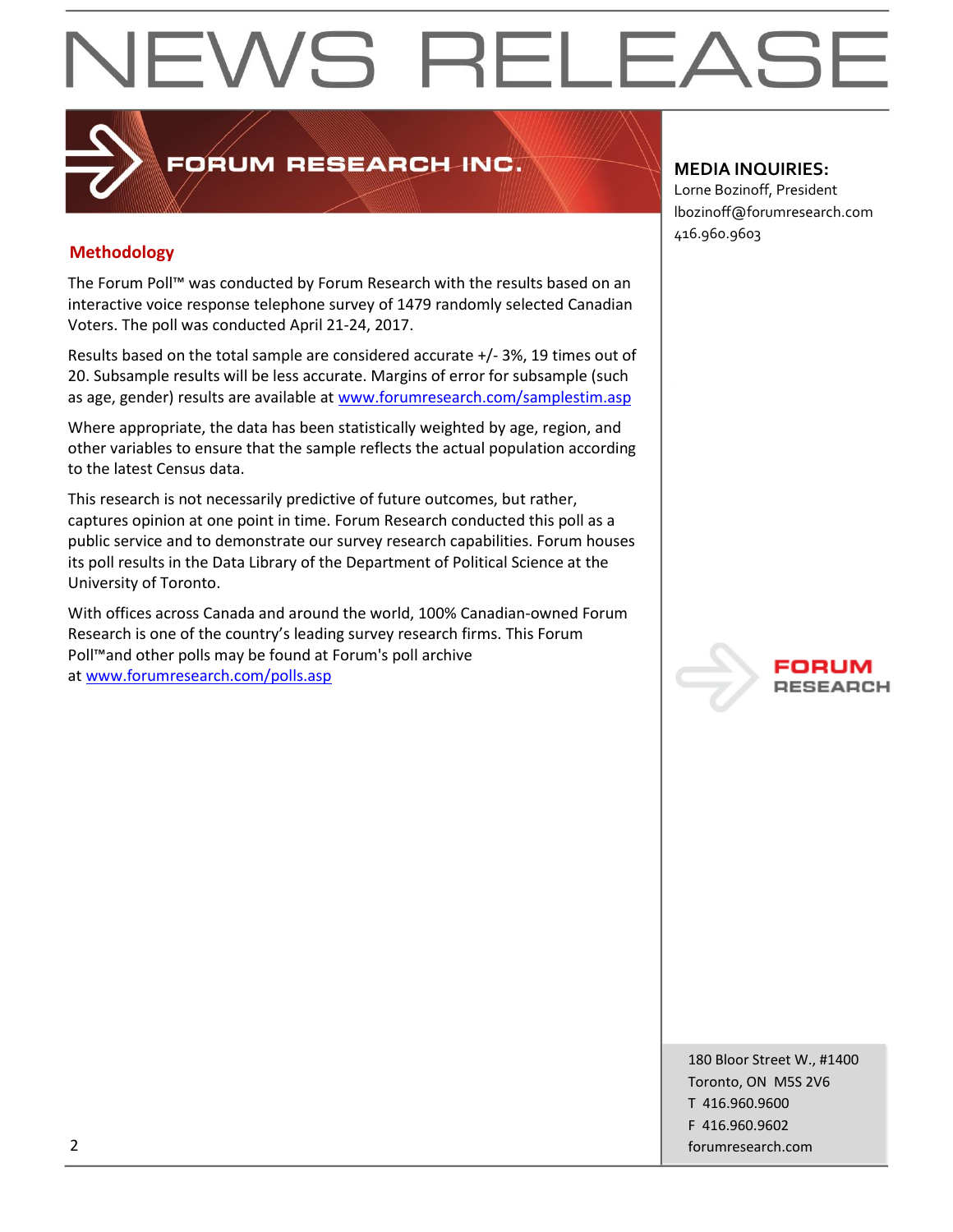# NEWS RELEASE

FORUM RESEARCH INC.

**MEDIA INQUIRIES:**
Lorne Bozinoff, President
lbozinoff@forumresearch.com
416.960.9603

## Methodology

The Forum Poll™ was conducted by Forum Research with the results based on an interactive voice response telephone survey of 1479 randomly selected Canadian Voters. The poll was conducted April 21-24, 2017.

Results based on the total sample are considered accurate +/- 3%, 19 times out of 20. Subsample results will be less accurate. Margins of error for subsample (such as age, gender) results are available at www.forumresearch.com/samplestim.asp

Where appropriate, the data has been statistically weighted by age, region, and other variables to ensure that the sample reflects the actual population according to the latest Census data.

This research is not necessarily predictive of future outcomes, but rather, captures opinion at one point in time. Forum Research conducted this poll as a public service and to demonstrate our survey research capabilities. Forum houses its poll results in the Data Library of the Department of Political Science at the University of Toronto.

With offices across Canada and around the world, 100% Canadian-owned Forum Research is one of the country's leading survey research firms. This Forum Poll™and other polls may be found at Forum's poll archive at www.forumresearch.com/polls.asp

FORUM RESEARCH

180 Bloor Street W., #1400
Toronto, ON M5S 2V6
T 416.960.9600
F 416.960.9602
forumresearch.com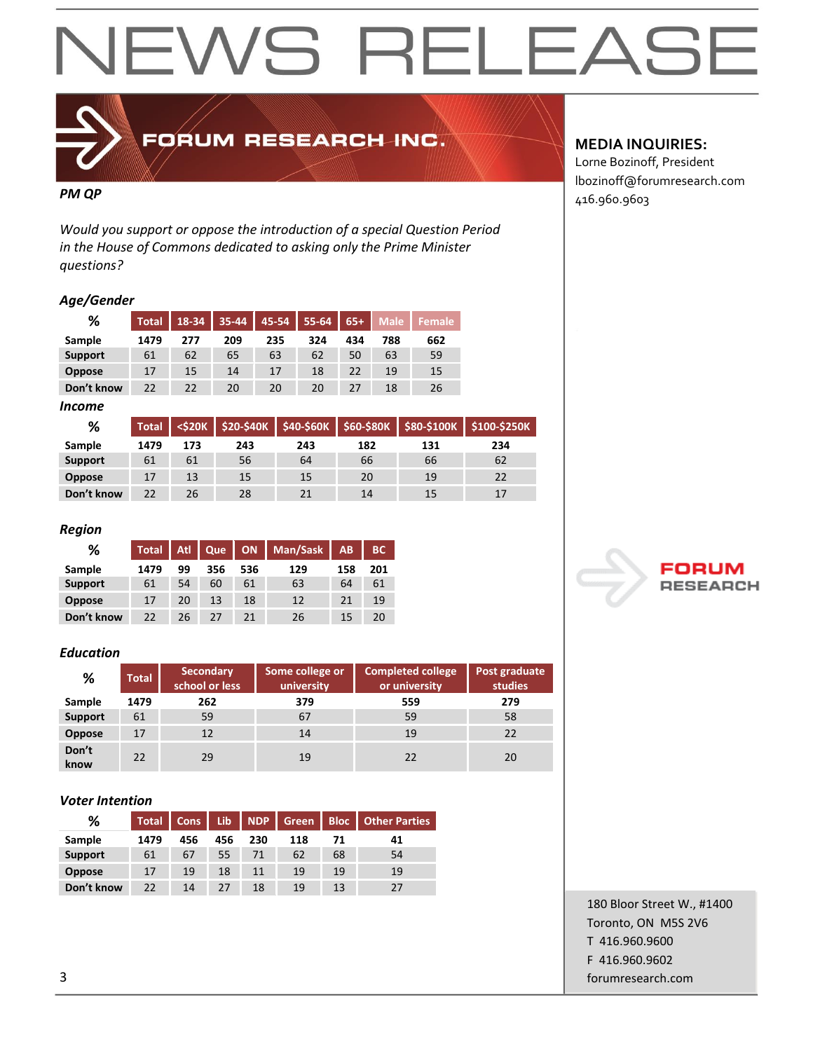# NEWS RELEASE

FORUM RESEARCH INC.

**MEDIA INQUIRIES:**
Lorne Bozinoff, President
lbozinoff@forumresearch.com
416.960.9603

***PM QP***

*Would you support or oppose the introduction of a special Question Period in the House of Commons dedicated to asking only the Prime Minister questions?*

### *Age/Gender*

| % | Total | 18-34 | 35-44 | 45-54 | 55-64 | 65+ | Male | Female |
|---|---|---|---|---|---|---|---|---|
| **Sample** | **1479** | **277** | **209** | **235** | **324** | **434** | **788** | **662** |
| **Support** | 61 | 62 | 65 | 63 | 62 | 50 | 63 | 59 |
| **Oppose** | 17 | 15 | 14 | 17 | 18 | 22 | 19 | 15 |
| **Don't know** | 22 | 22 | 20 | 20 | 20 | 27 | 18 | 26 |

### *Income*

| % | Total | <$20K | $20-$40K | $40-$60K | $60-$80K | $80-$100K | $100-$250K |
|---|---|---|---|---|---|---|---|
| **Sample** | **1479** | **173** | **243** | **243** | **182** | **131** | **234** |
| **Support** | 61 | 61 | 56 | 64 | 66 | 66 | 62 |
| **Oppose** | 17 | 13 | 15 | 15 | 20 | 19 | 22 |
| **Don't know** | 22 | 26 | 28 | 21 | 14 | 15 | 17 |

### *Region*

| % | Total | Atl | Que | ON | Man/Sask | AB | BC |
|---|---|---|---|---|---|---|---|
| **Sample** | **1479** | **99** | **356** | **536** | **129** | **158** | **201** |
| **Support** | 61 | 54 | 60 | 61 | 63 | 64 | 61 |
| **Oppose** | 17 | 20 | 13 | 18 | 12 | 21 | 19 |
| **Don't know** | 22 | 26 | 27 | 21 | 26 | 15 | 20 |

### *Education*

| % | Total | Secondary school or less | Some college or university | Completed college or university | Post graduate studies |
|---|---|---|---|---|---|
| **Sample** | **1479** | **262** | **379** | **559** | **279** |
| **Support** | 61 | 59 | 67 | 59 | 58 |
| **Oppose** | 17 | 12 | 14 | 19 | 22 |
| **Don't know** | 22 | 29 | 19 | 22 | 20 |

### *Voter Intention*

| % | Total | Cons | Lib | NDP | Green | Bloc | Other Parties |
|---|---|---|---|---|---|---|---|
| **Sample** | **1479** | **456** | **456** | **230** | **118** | **71** | **41** |
| **Support** | 61 | 67 | 55 | 71 | 62 | 68 | 54 |
| **Oppose** | 17 | 19 | 18 | 11 | 19 | 19 | 19 |
| **Don't know** | 22 | 14 | 27 | 18 | 19 | 13 | 27 |

FORUM RESEARCH

180 Bloor Street W., #1400
Toronto, ON M5S 2V6
T 416.960.9600
F 416.960.9602
forumresearch.com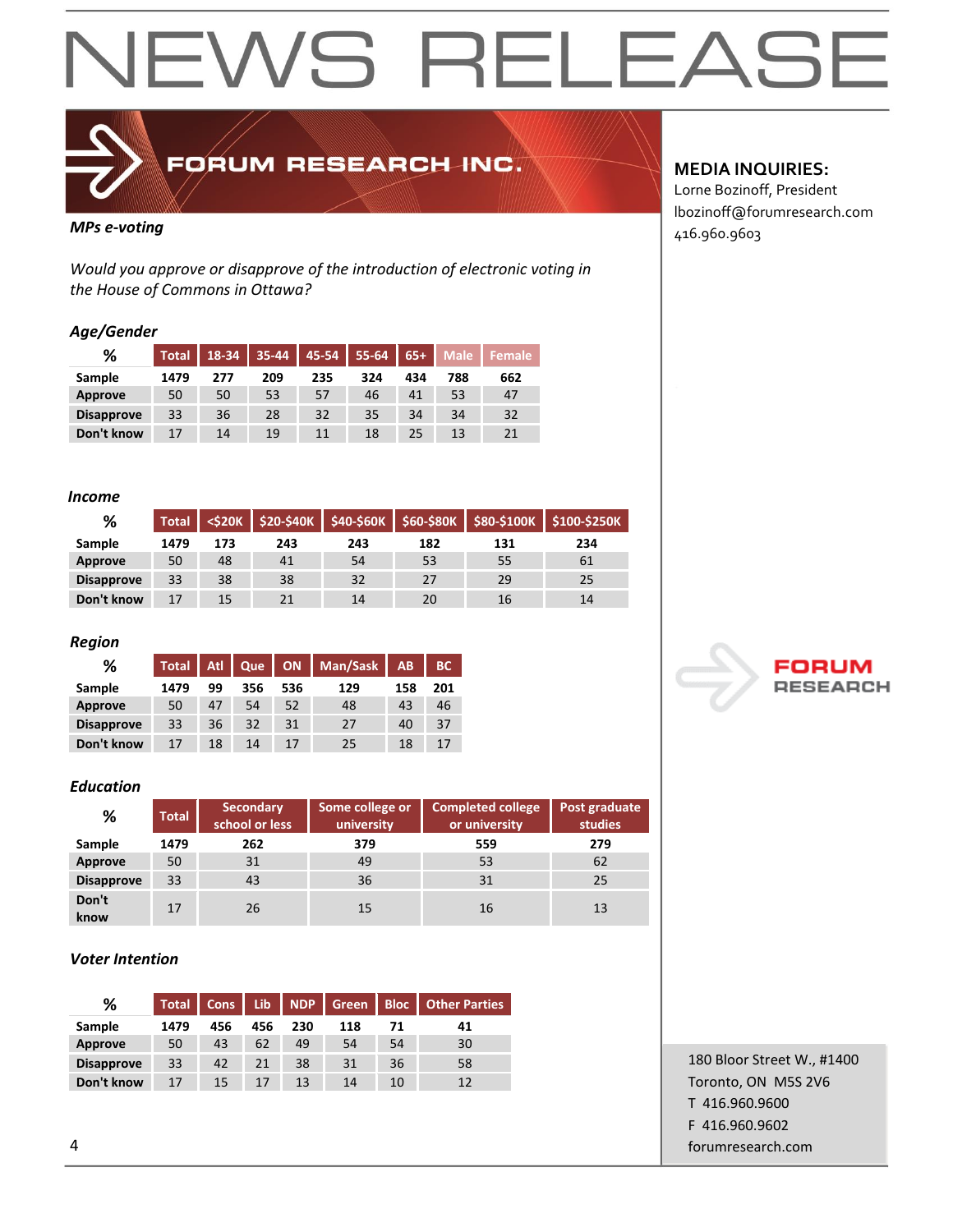# NEWS RELEASE

**FORUM RESEARCH INC.**

**MEDIA INQUIRIES:**
Lorne Bozinoff, President
lbozinoff@forumresearch.com
416.960.9603

***MPs e-voting***

*Would you approve or disapprove of the introduction of electronic voting in the House of Commons in Ottawa?*

### *Age/Gender*

| % | Total | 18-34 | 35-44 | 45-54 | 55-64 | 65+ | Male | Female |
|---|---|---|---|---|---|---|---|---|
| **Sample** | **1479** | **277** | **209** | **235** | **324** | **434** | **788** | **662** |
| **Approve** | 50 | 50 | 53 | 57 | 46 | 41 | 53 | 47 |
| **Disapprove** | 33 | 36 | 28 | 32 | 35 | 34 | 34 | 32 |
| **Don't know** | 17 | 14 | 19 | 11 | 18 | 25 | 13 | 21 |

### *Income*

| % | Total | <$20K | $20-$40K | $40-$60K | $60-$80K | $80-$100K | $100-$250K |
|---|---|---|---|---|---|---|---|
| **Sample** | **1479** | **173** | **243** | **243** | **182** | **131** | **234** |
| **Approve** | 50 | 48 | 41 | 54 | 53 | 55 | 61 |
| **Disapprove** | 33 | 38 | 38 | 32 | 27 | 29 | 25 |
| **Don't know** | 17 | 15 | 21 | 14 | 20 | 16 | 14 |

### *Region*

| % | Total | Atl | Que | ON | Man/Sask | AB | BC |
|---|---|---|---|---|---|---|---|
| **Sample** | **1479** | **99** | **356** | **536** | **129** | **158** | **201** |
| **Approve** | 50 | 47 | 54 | 52 | 48 | 43 | 46 |
| **Disapprove** | 33 | 36 | 32 | 31 | 27 | 40 | 37 |
| **Don't know** | 17 | 18 | 14 | 17 | 25 | 18 | 17 |

### *Education*

| % | Total | Secondary school or less | Some college or university | Completed college or university | Post graduate studies |
|---|---|---|---|---|---|
| **Sample** | **1479** | **262** | **379** | **559** | **279** |
| **Approve** | 50 | 31 | 49 | 53 | 62 |
| **Disapprove** | 33 | 43 | 36 | 31 | 25 |
| **Don't know** | 17 | 26 | 15 | 16 | 13 |

### *Voter Intention*

| % | Total | Cons | Lib | NDP | Green | Bloc | Other Parties |
|---|---|---|---|---|---|---|---|
| **Sample** | **1479** | **456** | **456** | **230** | **118** | **71** | **41** |
| **Approve** | 50 | 43 | 62 | 49 | 54 | 54 | 30 |
| **Disapprove** | 33 | 42 | 21 | 38 | 31 | 36 | 58 |
| **Don't know** | 17 | 15 | 17 | 13 | 14 | 10 | 12 |

180 Bloor Street W., #1400
Toronto, ON M5S 2V6
T 416.960.9600
F 416.960.9602
forumresearch.com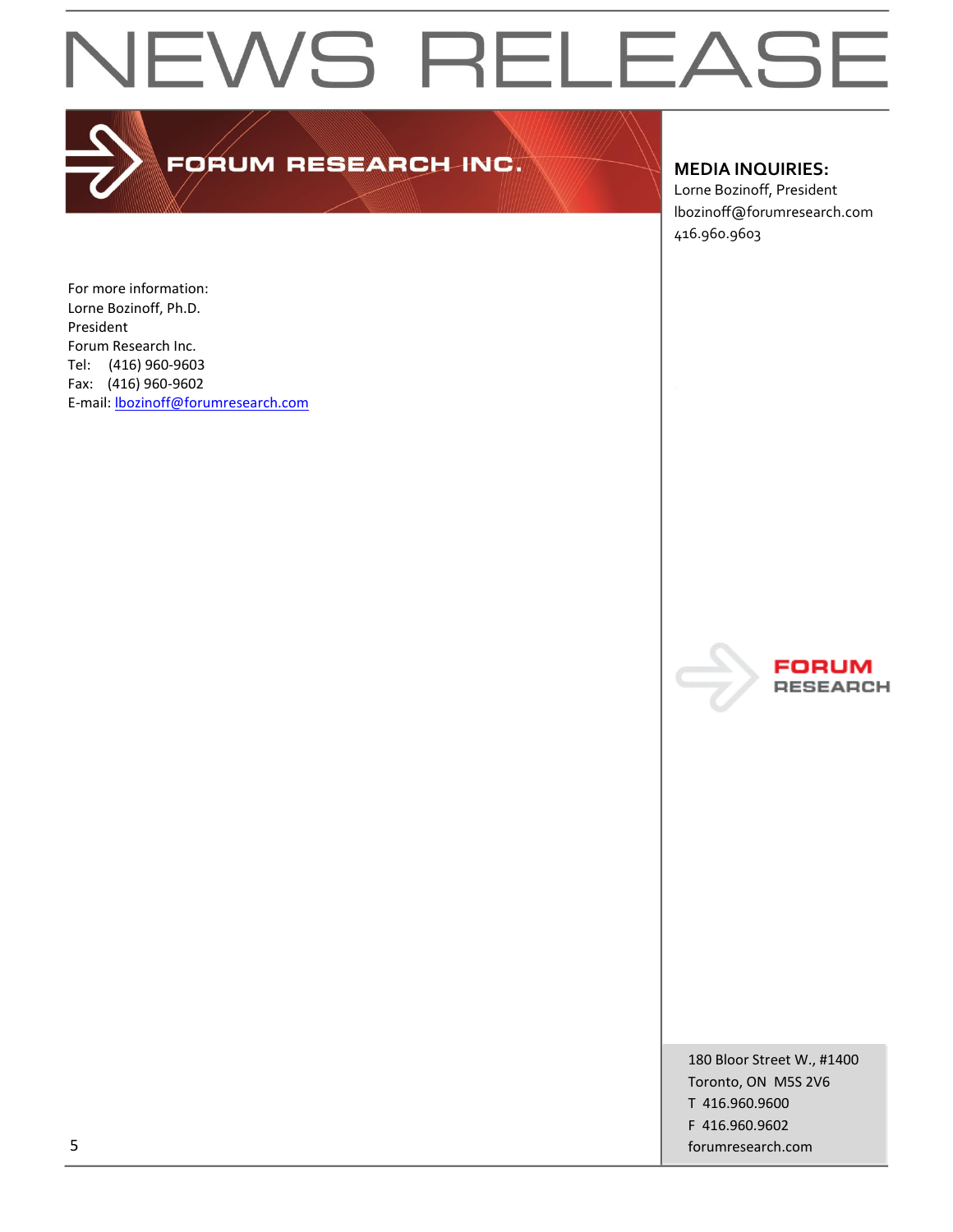# NEWS RELEASE

FORUM RESEARCH INC.

**MEDIA INQUIRIES:**
Lorne Bozinoff, President
lbozinoff@forumresearch.com
416.960.9603

For more information:
Lorne Bozinoff, Ph.D.
President
Forum Research Inc.
Tel: (416) 960-9603
Fax: (416) 960-9602
E-mail: lbozinoff@forumresearch.com

FORUM RESEARCH

180 Bloor Street W., #1400
Toronto, ON M5S 2V6
T 416.960.9600
F 416.960.9602
forumresearch.com